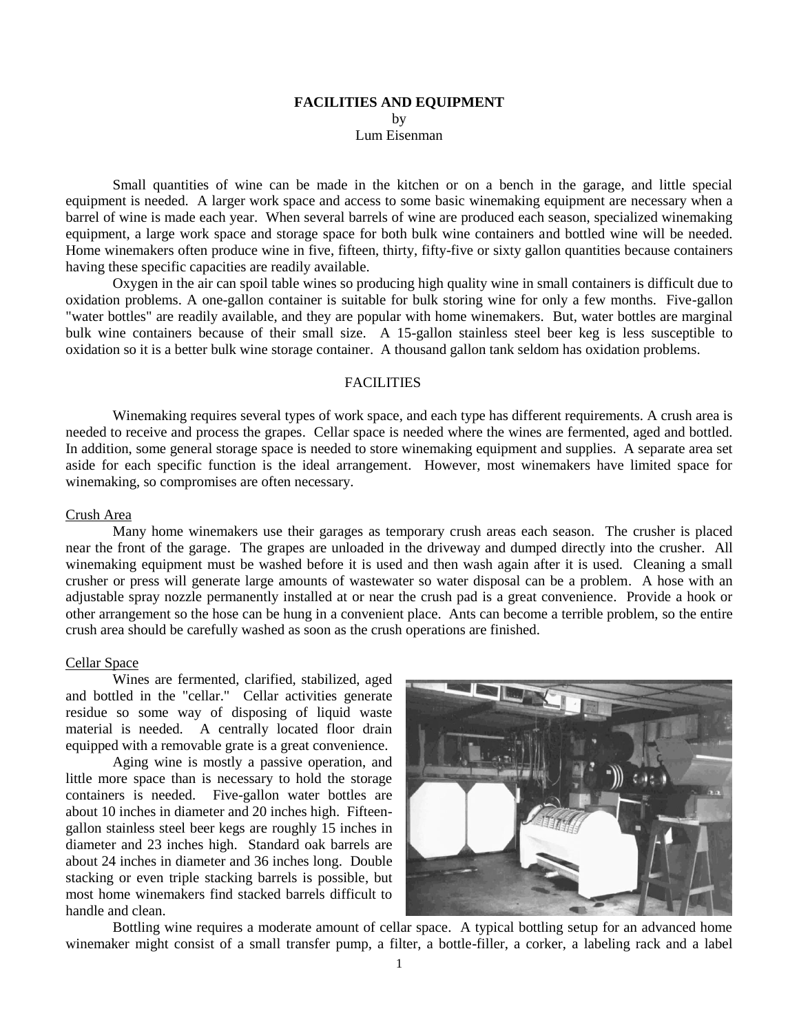**FACILITIES AND EQUIPMENT**
by
Lum Eisenman

Small quantities of wine can be made in the kitchen or on a bench in the garage, and little special equipment is needed. A larger work space and access to some basic winemaking equipment are necessary when a barrel of wine is made each year. When several barrels of wine are produced each season, specialized winemaking equipment, a large work space and storage space for both bulk wine containers and bottled wine will be needed. Home winemakers often produce wine in five, fifteen, thirty, fifty-five or sixty gallon quantities because containers having these specific capacities are readily available.

Oxygen in the air can spoil table wines so producing high quality wine in small containers is difficult due to oxidation problems. A one-gallon container is suitable for bulk storing wine for only a few months. Five-gallon "water bottles" are readily available, and they are popular with home winemakers. But, water bottles are marginal bulk wine containers because of their small size. A 15-gallon stainless steel beer keg is less susceptible to oxidation so it is a better bulk wine storage container. A thousand gallon tank seldom has oxidation problems.

## FACILITIES

Winemaking requires several types of work space, and each type has different requirements. A crush area is needed to receive and process the grapes. Cellar space is needed where the wines are fermented, aged and bottled. In addition, some general storage space is needed to store winemaking equipment and supplies. A separate area set aside for each specific function is the ideal arrangement. However, most winemakers have limited space for winemaking, so compromises are often necessary.

### Crush Area

Many home winemakers use their garages as temporary crush areas each season. The crusher is placed near the front of the garage. The grapes are unloaded in the driveway and dumped directly into the crusher. All winemaking equipment must be washed before it is used and then wash again after it is used. Cleaning a small crusher or press will generate large amounts of wastewater so water disposal can be a problem. A hose with an adjustable spray nozzle permanently installed at or near the crush pad is a great convenience. Provide a hook or other arrangement so the hose can be hung in a convenient place. Ants can become a terrible problem, so the entire crush area should be carefully washed as soon as the crush operations are finished.

### Cellar Space

Wines are fermented, clarified, stabilized, aged and bottled in the "cellar." Cellar activities generate residue so some way of disposing of liquid waste material is needed. A centrally located floor drain equipped with a removable grate is a great convenience.

Aging wine is mostly a passive operation, and little more space than is necessary to hold the storage containers is needed. Five-gallon water bottles are about 10 inches in diameter and 20 inches high. Fifteen-gallon stainless steel beer kegs are roughly 15 inches in diameter and 23 inches high. Standard oak barrels are about 24 inches in diameter and 36 inches long. Double stacking or even triple stacking barrels is possible, but most home winemakers find stacked barrels difficult to handle and clean.

Bottling wine requires a moderate amount of cellar space. A typical bottling setup for an advanced home winemaker might consist of a small transfer pump, a filter, a bottle-filler, a corker, a labeling rack and a label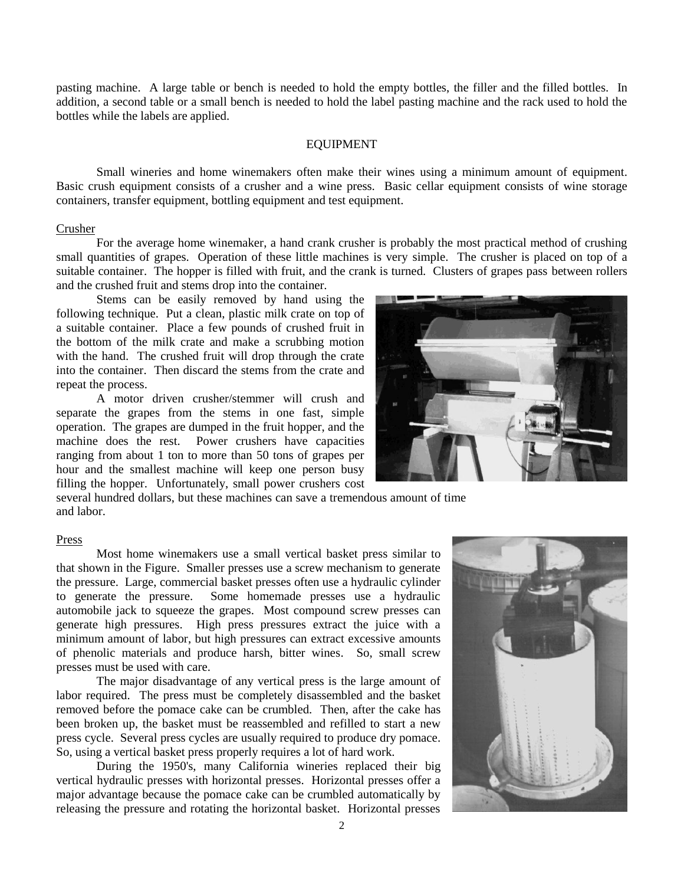pasting machine. A large table or bench is needed to hold the empty bottles, the filler and the filled bottles. In addition, a second table or a small bench is needed to hold the label pasting machine and the rack used to hold the bottles while the labels are applied.

## EQUIPMENT

Small wineries and home winemakers often make their wines using a minimum amount of equipment. Basic crush equipment consists of a crusher and a wine press. Basic cellar equipment consists of wine storage containers, transfer equipment, bottling equipment and test equipment.

### Crusher

For the average home winemaker, a hand crank crusher is probably the most practical method of crushing small quantities of grapes. Operation of these little machines is very simple. The crusher is placed on top of a suitable container. The hopper is filled with fruit, and the crank is turned. Clusters of grapes pass between rollers and the crushed fruit and stems drop into the container.

Stems can be easily removed by hand using the following technique. Put a clean, plastic milk crate on top of a suitable container. Place a few pounds of crushed fruit in the bottom of the milk crate and make a scrubbing motion with the hand. The crushed fruit will drop through the crate into the container. Then discard the stems from the crate and repeat the process.

A motor driven crusher/stemmer will crush and separate the grapes from the stems in one fast, simple operation. The grapes are dumped in the fruit hopper, and the machine does the rest. Power crushers have capacities ranging from about 1 ton to more than 50 tons of grapes per hour and the smallest machine will keep one person busy filling the hopper. Unfortunately, small power crushers cost several hundred dollars, but these machines can save a tremendous amount of time and labor.

### Press

Most home winemakers use a small vertical basket press similar to that shown in the Figure. Smaller presses use a screw mechanism to generate the pressure. Large, commercial basket presses often use a hydraulic cylinder to generate the pressure. Some homemade presses use a hydraulic automobile jack to squeeze the grapes. Most compound screw presses can generate high pressures. High press pressures extract the juice with a minimum amount of labor, but high pressures can extract excessive amounts of phenolic materials and produce harsh, bitter wines. So, small screw presses must be used with care.

The major disadvantage of any vertical press is the large amount of labor required. The press must be completely disassembled and the basket removed before the pomace cake can be crumbled. Then, after the cake has been broken up, the basket must be reassembled and refilled to start a new press cycle. Several press cycles are usually required to produce dry pomace. So, using a vertical basket press properly requires a lot of hard work.

During the 1950's, many California wineries replaced their big vertical hydraulic presses with horizontal presses. Horizontal presses offer a major advantage because the pomace cake can be crumbled automatically by releasing the pressure and rotating the horizontal basket. Horizontal presses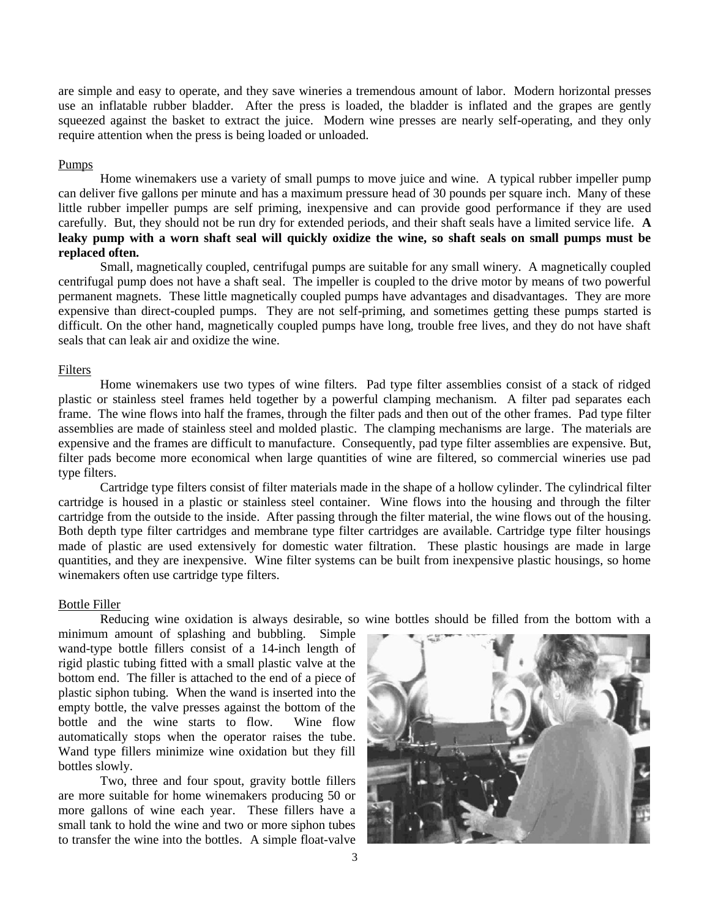are simple and easy to operate, and they save wineries a tremendous amount of labor. Modern horizontal presses use an inflatable rubber bladder. After the press is loaded, the bladder is inflated and the grapes are gently squeezed against the basket to extract the juice. Modern wine presses are nearly self-operating, and they only require attention when the press is being loaded or unloaded.

## Pumps

Home winemakers use a variety of small pumps to move juice and wine. A typical rubber impeller pump can deliver five gallons per minute and has a maximum pressure head of 30 pounds per square inch. Many of these little rubber impeller pumps are self priming, inexpensive and can provide good performance if they are used carefully. But, they should not be run dry for extended periods, and their shaft seals have a limited service life. **A leaky pump with a worn shaft seal will quickly oxidize the wine, so shaft seals on small pumps must be replaced often.**

Small, magnetically coupled, centrifugal pumps are suitable for any small winery. A magnetically coupled centrifugal pump does not have a shaft seal. The impeller is coupled to the drive motor by means of two powerful permanent magnets. These little magnetically coupled pumps have advantages and disadvantages. They are more expensive than direct-coupled pumps. They are not self-priming, and sometimes getting these pumps started is difficult. On the other hand, magnetically coupled pumps have long, trouble free lives, and they do not have shaft seals that can leak air and oxidize the wine.

## Filters

Home winemakers use two types of wine filters. Pad type filter assemblies consist of a stack of ridged plastic or stainless steel frames held together by a powerful clamping mechanism. A filter pad separates each frame. The wine flows into half the frames, through the filter pads and then out of the other frames. Pad type filter assemblies are made of stainless steel and molded plastic. The clamping mechanisms are large. The materials are expensive and the frames are difficult to manufacture. Consequently, pad type filter assemblies are expensive. But, filter pads become more economical when large quantities of wine are filtered, so commercial wineries use pad type filters.

Cartridge type filters consist of filter materials made in the shape of a hollow cylinder. The cylindrical filter cartridge is housed in a plastic or stainless steel container. Wine flows into the housing and through the filter cartridge from the outside to the inside. After passing through the filter material, the wine flows out of the housing. Both depth type filter cartridges and membrane type filter cartridges are available. Cartridge type filter housings made of plastic are used extensively for domestic water filtration. These plastic housings are made in large quantities, and they are inexpensive. Wine filter systems can be built from inexpensive plastic housings, so home winemakers often use cartridge type filters.

## Bottle Filler

Reducing wine oxidation is always desirable, so wine bottles should be filled from the bottom with a minimum amount of splashing and bubbling. Simple wand-type bottle fillers consist of a 14-inch length of rigid plastic tubing fitted with a small plastic valve at the bottom end. The filler is attached to the end of a piece of plastic siphon tubing. When the wand is inserted into the empty bottle, the valve presses against the bottom of the bottle and the wine starts to flow. Wine flow automatically stops when the operator raises the tube. Wand type fillers minimize wine oxidation but they fill bottles slowly.

Two, three and four spout, gravity bottle fillers are more suitable for home winemakers producing 50 or more gallons of wine each year. These fillers have a small tank to hold the wine and two or more siphon tubes to transfer the wine into the bottles. A simple float-valve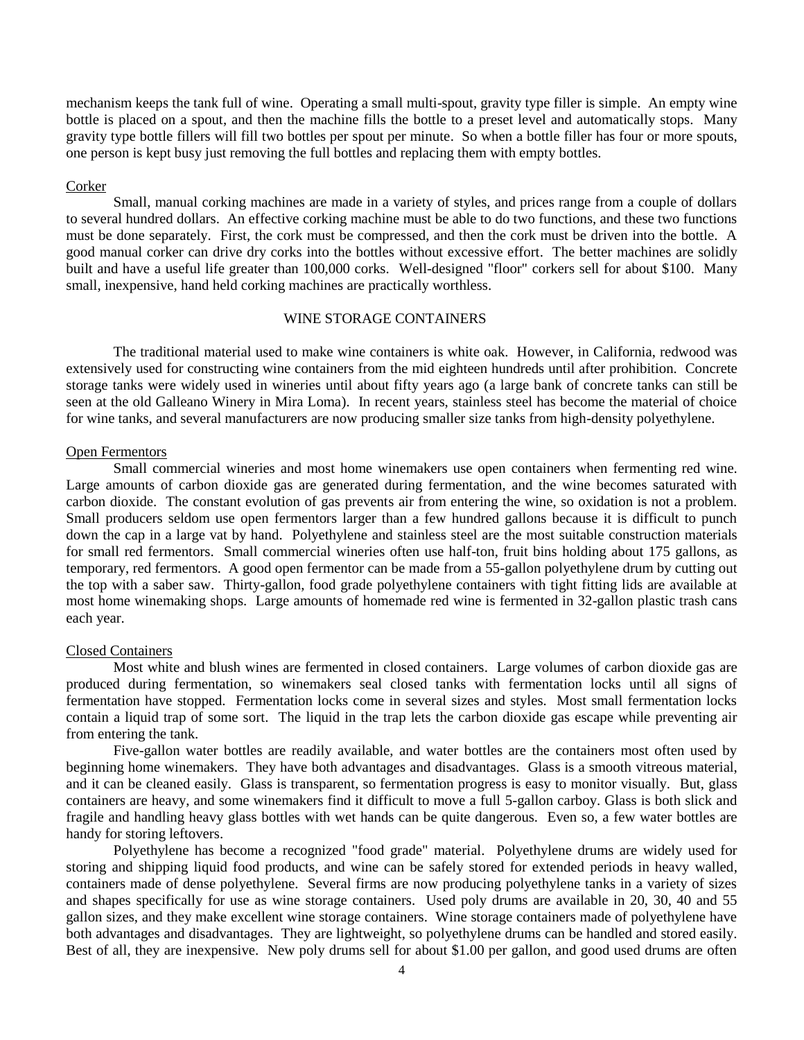mechanism keeps the tank full of wine. Operating a small multi-spout, gravity type filler is simple. An empty wine bottle is placed on a spout, and then the machine fills the bottle to a preset level and automatically stops. Many gravity type bottle fillers will fill two bottles per spout per minute. So when a bottle filler has four or more spouts, one person is kept busy just removing the full bottles and replacing them with empty bottles.

### Corker

Small, manual corking machines are made in a variety of styles, and prices range from a couple of dollars to several hundred dollars. An effective corking machine must be able to do two functions, and these two functions must be done separately. First, the cork must be compressed, and then the cork must be driven into the bottle. A good manual corker can drive dry corks into the bottles without excessive effort. The better machines are solidly built and have a useful life greater than 100,000 corks. Well-designed "floor" corkers sell for about \$100. Many small, inexpensive, hand held corking machines are practically worthless.

## WINE STORAGE CONTAINERS

The traditional material used to make wine containers is white oak. However, in California, redwood was extensively used for constructing wine containers from the mid eighteen hundreds until after prohibition. Concrete storage tanks were widely used in wineries until about fifty years ago (a large bank of concrete tanks can still be seen at the old Galleano Winery in Mira Loma). In recent years, stainless steel has become the material of choice for wine tanks, and several manufacturers are now producing smaller size tanks from high-density polyethylene.

### Open Fermentors

Small commercial wineries and most home winemakers use open containers when fermenting red wine. Large amounts of carbon dioxide gas are generated during fermentation, and the wine becomes saturated with carbon dioxide. The constant evolution of gas prevents air from entering the wine, so oxidation is not a problem. Small producers seldom use open fermentors larger than a few hundred gallons because it is difficult to punch down the cap in a large vat by hand. Polyethylene and stainless steel are the most suitable construction materials for small red fermentors. Small commercial wineries often use half-ton, fruit bins holding about 175 gallons, as temporary, red fermentors. A good open fermentor can be made from a 55-gallon polyethylene drum by cutting out the top with a saber saw. Thirty-gallon, food grade polyethylene containers with tight fitting lids are available at most home winemaking shops. Large amounts of homemade red wine is fermented in 32-gallon plastic trash cans each year.

### Closed Containers

Most white and blush wines are fermented in closed containers. Large volumes of carbon dioxide gas are produced during fermentation, so winemakers seal closed tanks with fermentation locks until all signs of fermentation have stopped. Fermentation locks come in several sizes and styles. Most small fermentation locks contain a liquid trap of some sort. The liquid in the trap lets the carbon dioxide gas escape while preventing air from entering the tank.

Five-gallon water bottles are readily available, and water bottles are the containers most often used by beginning home winemakers. They have both advantages and disadvantages. Glass is a smooth vitreous material, and it can be cleaned easily. Glass is transparent, so fermentation progress is easy to monitor visually. But, glass containers are heavy, and some winemakers find it difficult to move a full 5-gallon carboy. Glass is both slick and fragile and handling heavy glass bottles with wet hands can be quite dangerous. Even so, a few water bottles are handy for storing leftovers.

Polyethylene has become a recognized "food grade" material. Polyethylene drums are widely used for storing and shipping liquid food products, and wine can be safely stored for extended periods in heavy walled, containers made of dense polyethylene. Several firms are now producing polyethylene tanks in a variety of sizes and shapes specifically for use as wine storage containers. Used poly drums are available in 20, 30, 40 and 55 gallon sizes, and they make excellent wine storage containers. Wine storage containers made of polyethylene have both advantages and disadvantages. They are lightweight, so polyethylene drums can be handled and stored easily. Best of all, they are inexpensive. New poly drums sell for about \$1.00 per gallon, and good used drums are often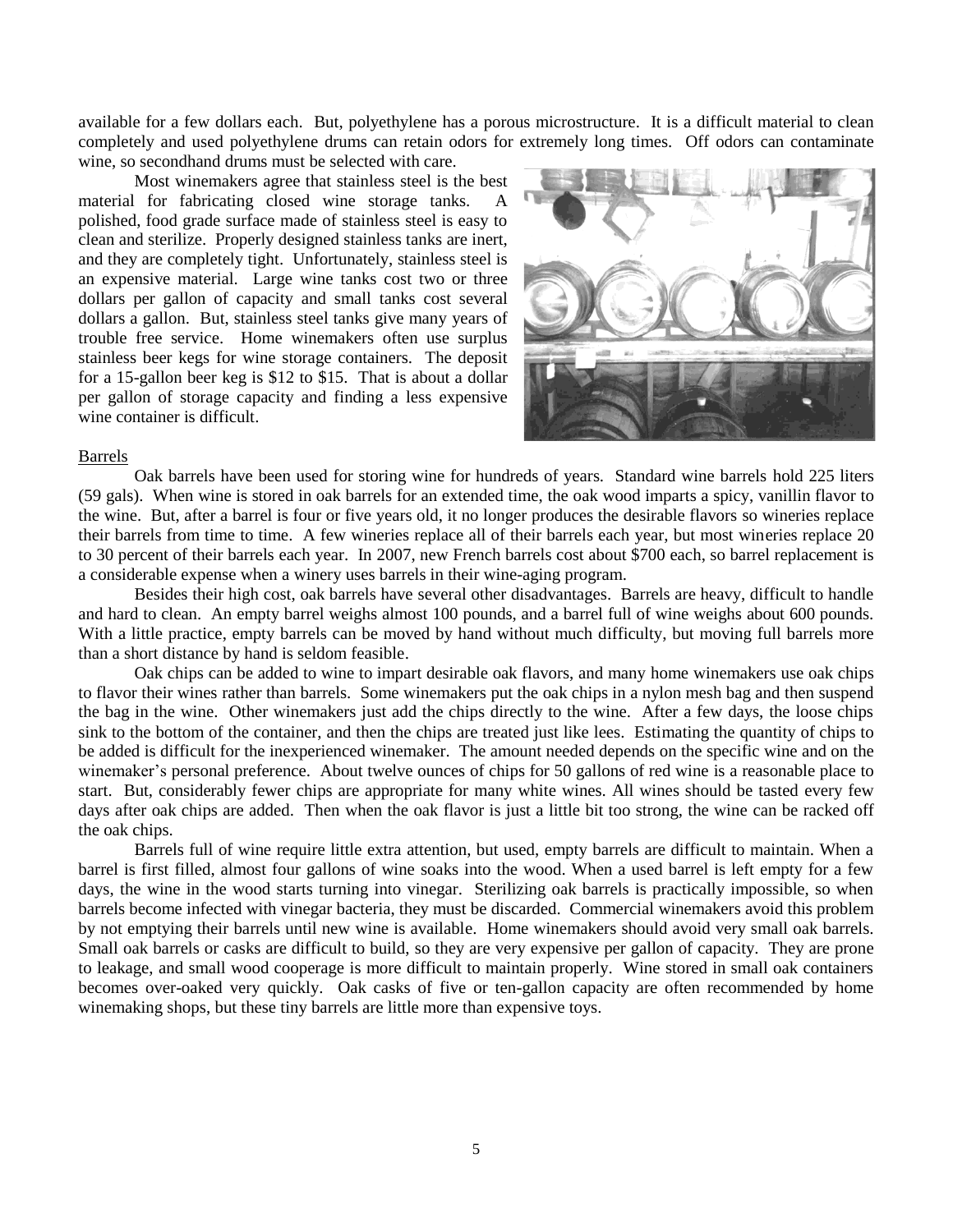available for a few dollars each. But, polyethylene has a porous microstructure. It is a difficult material to clean completely and used polyethylene drums can retain odors for extremely long times. Off odors can contaminate wine, so secondhand drums must be selected with care.

Most winemakers agree that stainless steel is the best material for fabricating closed wine storage tanks. A polished, food grade surface made of stainless steel is easy to clean and sterilize. Properly designed stainless tanks are inert, and they are completely tight. Unfortunately, stainless steel is an expensive material. Large wine tanks cost two or three dollars per gallon of capacity and small tanks cost several dollars a gallon. But, stainless steel tanks give many years of trouble free service. Home winemakers often use surplus stainless beer kegs for wine storage containers. The deposit for a 15-gallon beer keg is $12 to $15. That is about a dollar per gallon of storage capacity and finding a less expensive wine container is difficult.

## Barrels

Oak barrels have been used for storing wine for hundreds of years. Standard wine barrels hold 225 liters (59 gals). When wine is stored in oak barrels for an extended time, the oak wood imparts a spicy, vanillin flavor to the wine. But, after a barrel is four or five years old, it no longer produces the desirable flavors so wineries replace their barrels from time to time. A few wineries replace all of their barrels each year, but most wineries replace 20 to 30 percent of their barrels each year. In 2007, new French barrels cost about $700 each, so barrel replacement is a considerable expense when a winery uses barrels in their wine-aging program.

Besides their high cost, oak barrels have several other disadvantages. Barrels are heavy, difficult to handle and hard to clean. An empty barrel weighs almost 100 pounds, and a barrel full of wine weighs about 600 pounds. With a little practice, empty barrels can be moved by hand without much difficulty, but moving full barrels more than a short distance by hand is seldom feasible.

Oak chips can be added to wine to impart desirable oak flavors, and many home winemakers use oak chips to flavor their wines rather than barrels. Some winemakers put the oak chips in a nylon mesh bag and then suspend the bag in the wine. Other winemakers just add the chips directly to the wine. After a few days, the loose chips sink to the bottom of the container, and then the chips are treated just like lees. Estimating the quantity of chips to be added is difficult for the inexperienced winemaker. The amount needed depends on the specific wine and on the winemaker's personal preference. About twelve ounces of chips for 50 gallons of red wine is a reasonable place to start. But, considerably fewer chips are appropriate for many white wines. All wines should be tasted every few days after oak chips are added. Then when the oak flavor is just a little bit too strong, the wine can be racked off the oak chips.

Barrels full of wine require little extra attention, but used, empty barrels are difficult to maintain. When a barrel is first filled, almost four gallons of wine soaks into the wood. When a used barrel is left empty for a few days, the wine in the wood starts turning into vinegar. Sterilizing oak barrels is practically impossible, so when barrels become infected with vinegar bacteria, they must be discarded. Commercial winemakers avoid this problem by not emptying their barrels until new wine is available. Home winemakers should avoid very small oak barrels. Small oak barrels or casks are difficult to build, so they are very expensive per gallon of capacity. They are prone to leakage, and small wood cooperage is more difficult to maintain properly. Wine stored in small oak containers becomes over-oaked very quickly. Oak casks of five or ten-gallon capacity are often recommended by home winemaking shops, but these tiny barrels are little more than expensive toys.